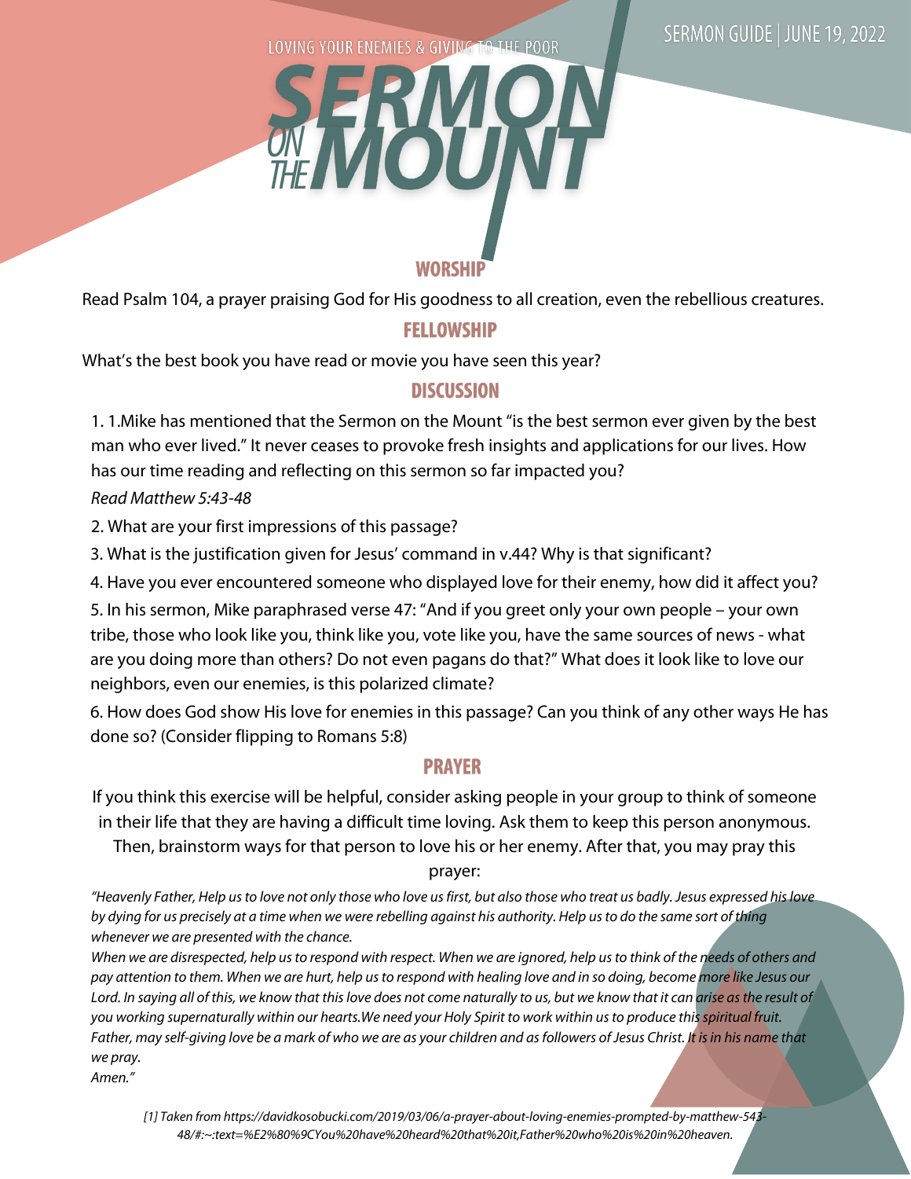SERMON GUIDE | JUNE 19, 2022

LOVING YOUR ENEMIES & GIVING TO THE POOR

# SERMON ON THE MOUNT

## WORSHIP

Read Psalm 104, a prayer praising God for His goodness to all creation, even the rebellious creatures.

## FELLOWSHIP

What's the best book you have read or movie you have seen this year?

## DISCUSSION

1. 1.Mike has mentioned that the Sermon on the Mount "is the best sermon ever given by the best man who ever lived." It never ceases to provoke fresh insights and applications for our lives. How has our time reading and reflecting on this sermon so far impacted you?

*Read Matthew 5:43-48*

2. What are your first impressions of this passage?
3. What is the justification given for Jesus' command in v.44? Why is that significant?
4. Have you ever encountered someone who displayed love for their enemy, how did it affect you?
5. In his sermon, Mike paraphrased verse 47: "And if you greet only your own people – your own tribe, those who look like you, think like you, vote like you, have the same sources of news - what are you doing more than others? Do not even pagans do that?" What does it look like to love our neighbors, even our enemies, is this polarized climate?
6. How does God show His love for enemies in this passage? Can you think of any other ways He has done so? (Consider flipping to Romans 5:8)

## PRAYER

If you think this exercise will be helpful, consider asking people in your group to think of someone in their life that they are having a difficult time loving. Ask them to keep this person anonymous. Then, brainstorm ways for that person to love his or her enemy. After that, you may pray this prayer:

*"Heavenly Father, Help us to love not only those who love us first, but also those who treat us badly. Jesus expressed his love by dying for us precisely at a time when we were rebelling against his authority. Help us to do the same sort of thing whenever we are presented with the chance.*
*When we are disrespected, help us to respond with respect. When we are ignored, help us to think of the needs of others and pay attention to them. When we are hurt, help us to respond with healing love and in so doing, become more like Jesus our Lord. In saying all of this, we know that this love does not come naturally to us, but we know that it can arise as the result of you working supernaturally within our hearts.We need your Holy Spirit to work within us to produce this spiritual fruit. Father, may self-giving love be a mark of who we are as your children and as followers of Jesus Christ. It is in his name that we pray.*
*Amen."*

*[1] Taken from https://davidkosobucki.com/2019/03/06/a-prayer-about-loving-enemies-prompted-by-matthew-543-48/#:~:text=%E2%80%9CYou%20have%20heard%20that%20it,Father%20who%20is%20in%20heaven.*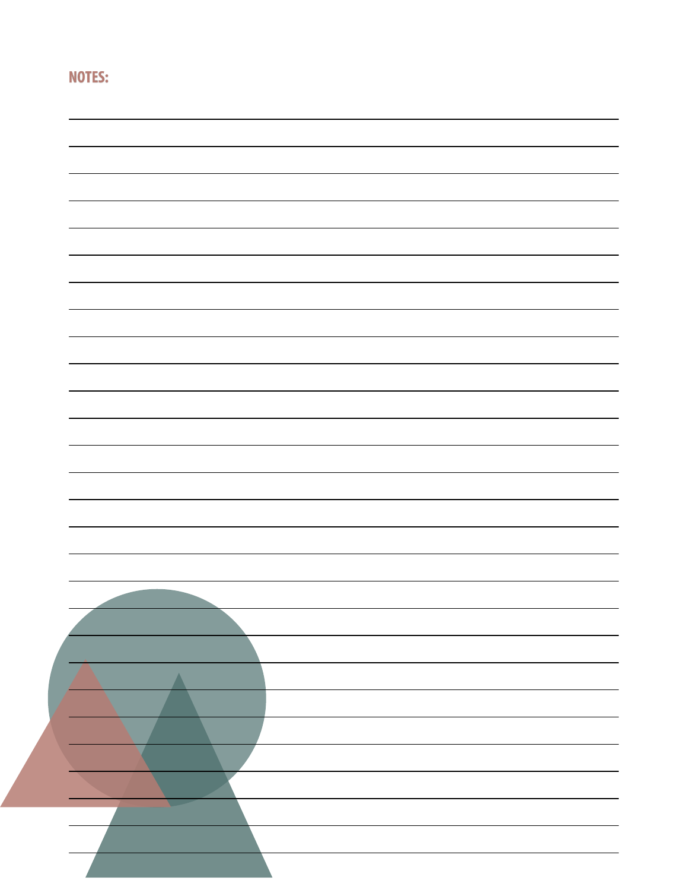**NOTES:**